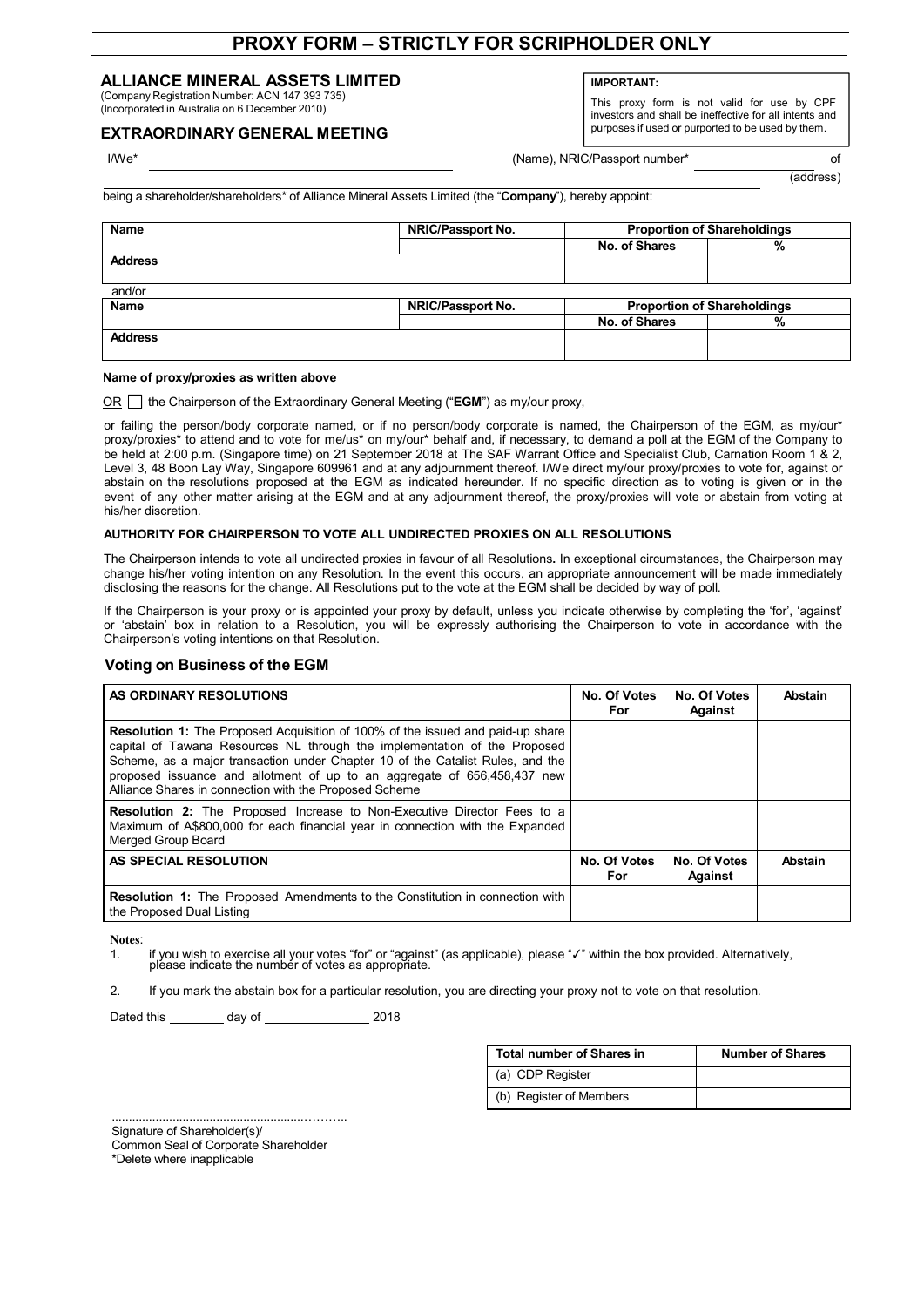# PROXY FORM – STRICTLY FOR SCRIPHOLDER ONLY

## ALLIANCE MINERAL ASSETS LIMITED

(Company Registration Number: ACN 147 393 735)
(Incorporated in Australia on 6 December 2010)

## EXTRAORDINARY GENERAL MEETING

**IMPORTANT:**

This proxy form is not valid for use by CPF investors and shall be ineffective for all intents and purposes if used or purported to be used by them.

I/We* ______________________________ (Name), NRIC/Passport number* ______________ of ______________________________ (address)

being a shareholder/shareholders* of Alliance Mineral Assets Limited (the "**Company**"), hereby appoint:

| Name | NRIC/Passport No. | Proportion of Shareholdings | |
|---|---|---|---|
| | | No. of Shares | % |
| Address | | | |

and/or

| Name | NRIC/Passport No. | Proportion of Shareholdings | |
|---|---|---|---|
| | | No. of Shares | % |
| Address | | | |

**Name of proxy/proxies as written above**

OR ☐ the Chairperson of the Extraordinary General Meeting ("**EGM**") as my/our proxy,

or failing the person/body corporate named, or if no person/body corporate is named, the Chairperson of the EGM, as my/our* proxy/proxies* to attend and to vote for me/us* on my/our* behalf and, if necessary, to demand a poll at the EGM of the Company to be held at 2:00 p.m. (Singapore time) on 21 September 2018 at The SAF Warrant Office and Specialist Club, Carnation Room 1 & 2, Level 3, 48 Boon Lay Way, Singapore 609961 and at any adjournment thereof. I/We direct my/our proxy/proxies to vote for, against or abstain on the resolutions proposed at the EGM as indicated hereunder. If no specific direction as to voting is given or in the event of any other matter arising at the EGM and at any adjournment thereof, the proxy/proxies will vote or abstain from voting at his/her discretion.

**AUTHORITY FOR CHAIRPERSON TO VOTE ALL UNDIRECTED PROXIES ON ALL RESOLUTIONS**

The Chairperson intends to vote all undirected proxies in favour of all Resolutions**.** In exceptional circumstances, the Chairperson may change his/her voting intention on any Resolution. In the event this occurs, an appropriate announcement will be made immediately disclosing the reasons for the change. All Resolutions put to the vote at the EGM shall be decided by way of poll.

If the Chairperson is your proxy or is appointed your proxy by default, unless you indicate otherwise by completing the 'for', 'against' or 'abstain' box in relation to a Resolution, you will be expressly authorising the Chairperson to vote in accordance with the Chairperson's voting intentions on that Resolution.

### Voting on Business of the EGM

| AS ORDINARY RESOLUTIONS | No. Of Votes For | No. Of Votes Against | Abstain |
|---|---|---|---|
| **Resolution 1:** The Proposed Acquisition of 100% of the issued and paid-up share capital of Tawana Resources NL through the implementation of the Proposed Scheme, as a major transaction under Chapter 10 of the Catalist Rules, and the proposed issuance and allotment of up to an aggregate of 656,458,437 new Alliance Shares in connection with the Proposed Scheme | | | |
| **Resolution 2:** The Proposed Increase to Non-Executive Director Fees to a Maximum of A$800,000 for each financial year in connection with the Expanded Merged Group Board | | | |
| **AS SPECIAL RESOLUTION** | **No. Of Votes For** | **No. Of Votes Against** | **Abstain** |
| **Resolution 1:** The Proposed Amendments to the Constitution in connection with the Proposed Dual Listing | | | |

**Notes**:

1. if you wish to exercise all your votes "for" or "against" (as applicable), please "✓" within the box provided. Alternatively, please indicate the number of votes as appropriate.
2. If you mark the abstain box for a particular resolution, you are directing your proxy not to vote on that resolution.

Dated this ________ day of ______________ 2018

| Total number of Shares in | Number of Shares |
|---|---|
| (a) CDP Register | |
| (b) Register of Members | |

.......................................................………..

Signature of Shareholder(s)/
Common Seal of Corporate Shareholder
*Delete where inapplicable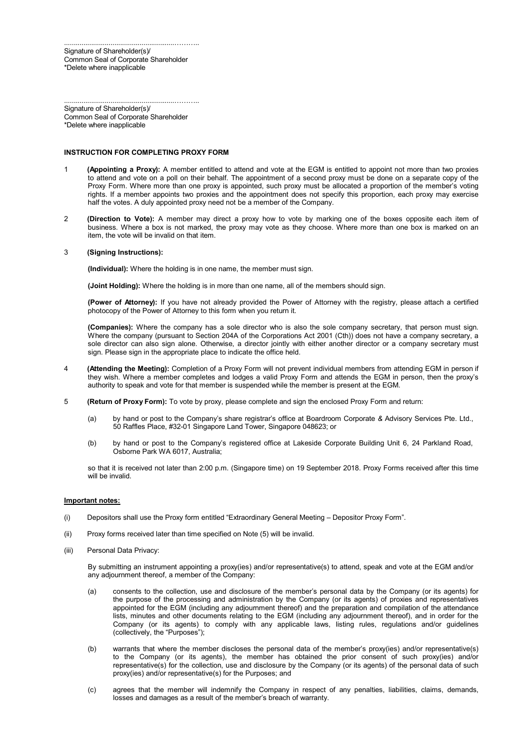.....................................................………..
Signature of Shareholder(s)/
Common Seal of Corporate Shareholder
*Delete where inapplicable

.....................................................………..
Signature of Shareholder(s)/
Common Seal of Corporate Shareholder
*Delete where inapplicable

**INSTRUCTION FOR COMPLETING PROXY FORM**

1 **(Appointing a Proxy):** A member entitled to attend and vote at the EGM is entitled to appoint not more than two proxies to attend and vote on a poll on their behalf. The appointment of a second proxy must be done on a separate copy of the Proxy Form. Where more than one proxy is appointed, such proxy must be allocated a proportion of the member's voting rights. If a member appoints two proxies and the appointment does not specify this proportion, each proxy may exercise half the votes. A duly appointed proxy need not be a member of the Company.

2 **(Direction to Vote):** A member may direct a proxy how to vote by marking one of the boxes opposite each item of business. Where a box is not marked, the proxy may vote as they choose. Where more than one box is marked on an item, the vote will be invalid on that item.

3 **(Signing Instructions):**

**(Individual):** Where the holding is in one name, the member must sign.

**(Joint Holding):** Where the holding is in more than one name, all of the members should sign.

**(Power of Attorney):** If you have not already provided the Power of Attorney with the registry, please attach a certified photocopy of the Power of Attorney to this form when you return it.

**(Companies):** Where the company has a sole director who is also the sole company secretary, that person must sign. Where the company (pursuant to Section 204A of the Corporations Act 2001 (Cth)) does not have a company secretary, a sole director can also sign alone. Otherwise, a director jointly with either another director or a company secretary must sign. Please sign in the appropriate place to indicate the office held.

4 **(Attending the Meeting):** Completion of a Proxy Form will not prevent individual members from attending EGM in person if they wish. Where a member completes and lodges a valid Proxy Form and attends the EGM in person, then the proxy's authority to speak and vote for that member is suspended while the member is present at the EGM.

5 **(Return of Proxy Form):** To vote by proxy, please complete and sign the enclosed Proxy Form and return:

(a) by hand or post to the Company's share registrar's office at Boardroom Corporate & Advisory Services Pte. Ltd., 50 Raffles Place, #32-01 Singapore Land Tower, Singapore 048623; or

(b) by hand or post to the Company's registered office at Lakeside Corporate Building Unit 6, 24 Parkland Road, Osborne Park WA 6017, Australia;

so that it is received not later than 2:00 p.m. (Singapore time) on 19 September 2018. Proxy Forms received after this time will be invalid.

**Important notes:**

(i) Depositors shall use the Proxy form entitled "Extraordinary General Meeting – Depositor Proxy Form".

(ii) Proxy forms received later than time specified on Note (5) will be invalid.

(iii) Personal Data Privacy:

By submitting an instrument appointing a proxy(ies) and/or representative(s) to attend, speak and vote at the EGM and/or any adjournment thereof, a member of the Company:

(a) consents to the collection, use and disclosure of the member's personal data by the Company (or its agents) for the purpose of the processing and administration by the Company (or its agents) of proxies and representatives appointed for the EGM (including any adjournment thereof) and the preparation and compilation of the attendance lists, minutes and other documents relating to the EGM (including any adjournment thereof), and in order for the Company (or its agents) to comply with any applicable laws, listing rules, regulations and/or guidelines (collectively, the "Purposes");

(b) warrants that where the member discloses the personal data of the member's proxy(ies) and/or representative(s) to the Company (or its agents), the member has obtained the prior consent of such proxy(ies) and/or representative(s) for the collection, use and disclosure by the Company (or its agents) of the personal data of such proxy(ies) and/or representative(s) for the Purposes; and

(c) agrees that the member will indemnify the Company in respect of any penalties, liabilities, claims, demands, losses and damages as a result of the member's breach of warranty.